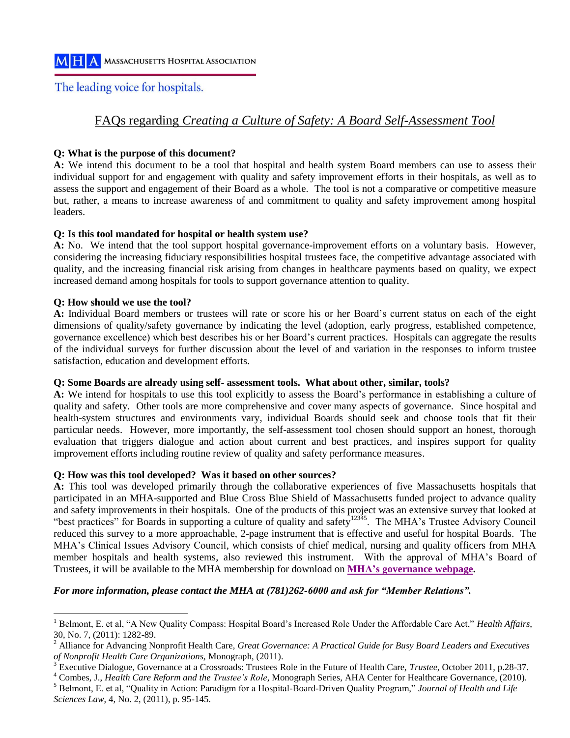MASSACHUSETTS HOSPITAL ASSOCIATION

The leading voice for hospitals.

# FAQs regarding *Creating a Culture of Safety: A Board Self-Assessment Tool*

**Q: What is the purpose of this document?**

**A:** We intend this document to be a tool that hospital and health system Board members can use to assess their individual support for and engagement with quality and safety improvement efforts in their hospitals, as well as to assess the support and engagement of their Board as a whole. The tool is not a comparative or competitive measure but, rather, a means to increase awareness of and commitment to quality and safety improvement among hospital leaders.

**Q: Is this tool mandated for hospital or health system use?**

**A:** No. We intend that the tool support hospital governance-improvement efforts on a voluntary basis. However, considering the increasing fiduciary responsibilities hospital trustees face, the competitive advantage associated with quality, and the increasing financial risk arising from changes in healthcare payments based on quality, we expect increased demand among hospitals for tools to support governance attention to quality.

**Q: How should we use the tool?**

**A:** Individual Board members or trustees will rate or score his or her Board's current status on each of the eight dimensions of quality/safety governance by indicating the level (adoption, early progress, established competence, governance excellence) which best describes his or her Board's current practices. Hospitals can aggregate the results of the individual surveys for further discussion about the level of and variation in the responses to inform trustee satisfaction, education and development efforts.

**Q: Some Boards are already using self- assessment tools. What about other, similar, tools?**

**A:** We intend for hospitals to use this tool explicitly to assess the Board's performance in establishing a culture of quality and safety. Other tools are more comprehensive and cover many aspects of governance. Since hospital and health-system structures and environments vary, individual Boards should seek and choose tools that fit their particular needs. However, more importantly, the self-assessment tool chosen should support an honest, thorough evaluation that triggers dialogue and action about current and best practices, and inspires support for quality improvement efforts including routine review of quality and safety performance measures.

**Q: How was this tool developed? Was it based on other sources?**

**A:** This tool was developed primarily through the collaborative experiences of five Massachusetts hospitals that participated in an MHA-supported and Blue Cross Blue Shield of Massachusetts funded project to advance quality and safety improvements in their hospitals. One of the products of this project was an extensive survey that looked at "best practices" for Boards in supporting a culture of quality and safety[1,2,3,4,5]. The MHA's Trustee Advisory Council reduced this survey to a more approachable, 2-page instrument that is effective and useful for hospital Boards. The MHA's Clinical Issues Advisory Council, which consists of chief medical, nursing and quality officers from MHA member hospitals and health systems, also reviewed this instrument. With the approval of MHA's Board of Trustees, it will be available to the MHA membership for download on **MHA's governance webpage.**

***For more information, please contact the MHA at (781)262-6000 and ask for "Member Relations".***

---

[1] Belmont, E. et al, "A New Quality Compass: Hospital Board's Increased Role Under the Affordable Care Act," *Health Affairs*, 30, No. 7, (2011): 1282-89.

[2] Alliance for Advancing Nonprofit Health Care, *Great Governance: A Practical Guide for Busy Board Leaders and Executives of Nonprofit Health Care Organizations*, Monograph, (2011).

[3] Executive Dialogue, Governance at a Crossroads: Trustees Role in the Future of Health Care, *Trustee*, October 2011, p.28-37.

[4] Combes, J., *Health Care Reform and the Trustee's Role*, Monograph Series, AHA Center for Healthcare Governance, (2010).

[5] Belmont, E. et al, "Quality in Action: Paradigm for a Hospital-Board-Driven Quality Program," *Journal of Health and Life Sciences Law*, 4, No. 2, (2011), p. 95-145.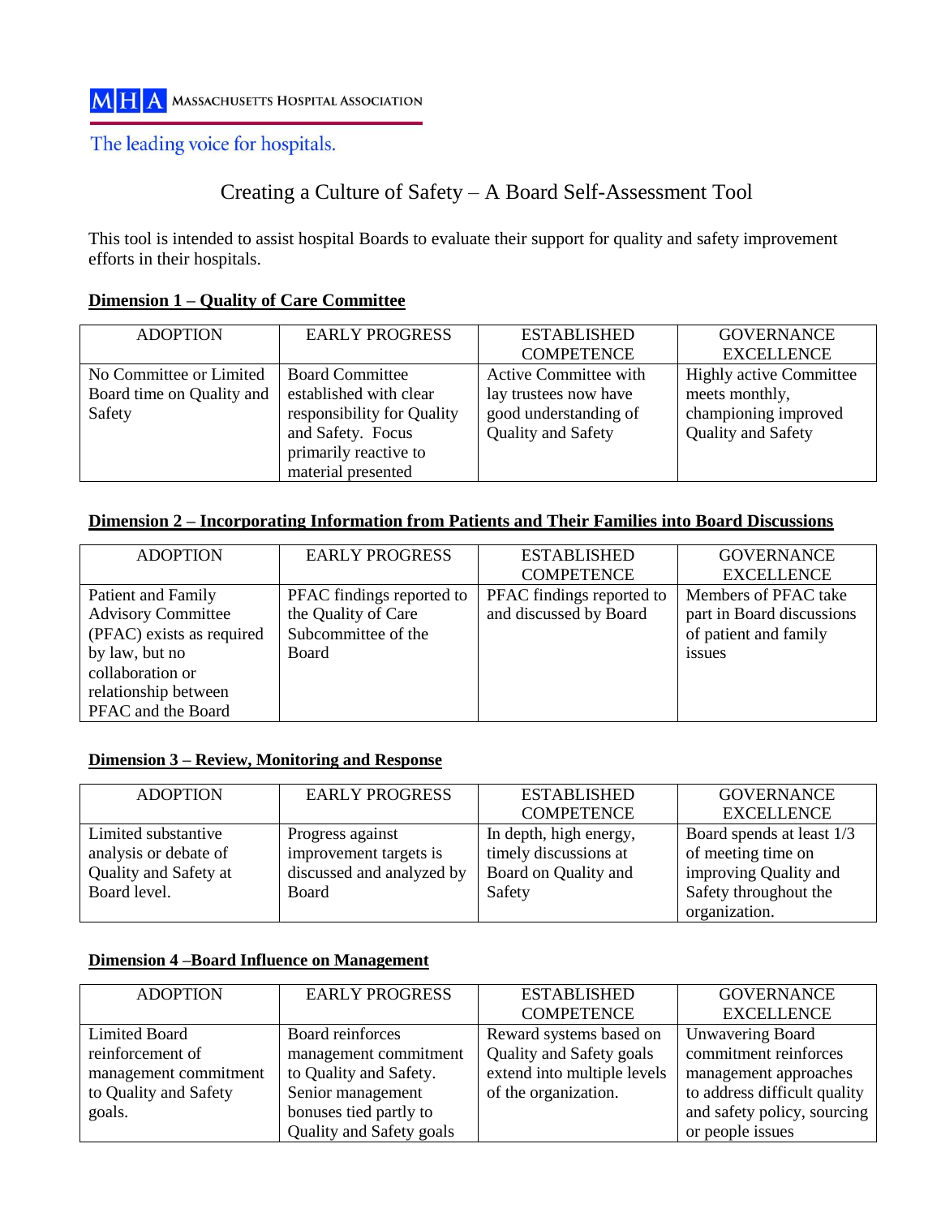MHA MASSACHUSETTS HOSPITAL ASSOCIATION

The leading voice for hospitals.

# Creating a Culture of Safety – A Board Self-Assessment Tool

This tool is intended to assist hospital Boards to evaluate their support for quality and safety improvement efforts in their hospitals.

## Dimension 1 – Quality of Care Committee

| ADOPTION | EARLY PROGRESS | ESTABLISHED COMPETENCE | GOVERNANCE EXCELLENCE |
|---|---|---|---|
| No Committee or Limited Board time on Quality and Safety | Board Committee established with clear responsibility for Quality and Safety. Focus primarily reactive to material presented | Active Committee with lay trustees now have good understanding of Quality and Safety | Highly active Committee meets monthly, championing improved Quality and Safety |

## Dimension 2 – Incorporating Information from Patients and Their Families into Board Discussions

| ADOPTION | EARLY PROGRESS | ESTABLISHED COMPETENCE | GOVERNANCE EXCELLENCE |
|---|---|---|---|
| Patient and Family Advisory Committee (PFAC) exists as required by law, but no collaboration or relationship between PFAC and the Board | PFAC findings reported to the Quality of Care Subcommittee of the Board | PFAC findings reported to and discussed by Board | Members of PFAC take part in Board discussions of patient and family issues |

## Dimension 3 – Review, Monitoring and Response

| ADOPTION | EARLY PROGRESS | ESTABLISHED COMPETENCE | GOVERNANCE EXCELLENCE |
|---|---|---|---|
| Limited substantive analysis or debate of Quality and Safety at Board level. | Progress against improvement targets is discussed and analyzed by Board | In depth, high energy, timely discussions at Board on Quality and Safety | Board spends at least 1/3 of meeting time on improving Quality and Safety throughout the organization. |

## Dimension 4 –Board Influence on Management

| ADOPTION | EARLY PROGRESS | ESTABLISHED COMPETENCE | GOVERNANCE EXCELLENCE |
|---|---|---|---|
| Limited Board reinforcement of management commitment to Quality and Safety goals. | Board reinforces management commitment to Quality and Safety. Senior management bonuses tied partly to Quality and Safety goals | Reward systems based on Quality and Safety goals extend into multiple levels of the organization. | Unwavering Board commitment reinforces management approaches to address difficult quality and safety policy, sourcing or people issues |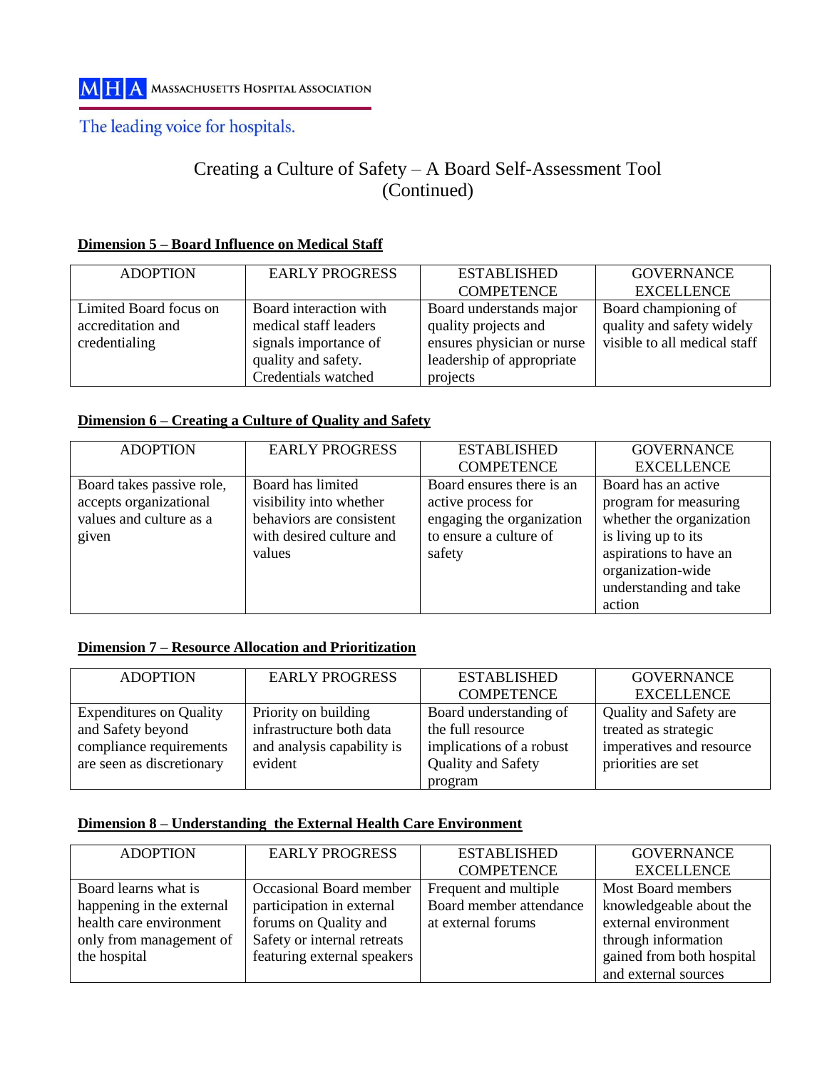MASSACHUSETTS HOSPITAL ASSOCIATION

The leading voice for hospitals.

# Creating a Culture of Safety – A Board Self-Assessment Tool (Continued)

## Dimension 5 – Board Influence on Medical Staff

| ADOPTION | EARLY PROGRESS | ESTABLISHED COMPETENCE | GOVERNANCE EXCELLENCE |
|---|---|---|---|
| Limited Board focus on accreditation and credentialing | Board interaction with medical staff leaders signals importance of quality and safety. Credentials watched | Board understands major quality projects and ensures physician or nurse leadership of appropriate projects | Board championing of quality and safety widely visible to all medical staff |

## Dimension 6 – Creating a Culture of Quality and Safety

| ADOPTION | EARLY PROGRESS | ESTABLISHED COMPETENCE | GOVERNANCE EXCELLENCE |
|---|---|---|---|
| Board takes passive role, accepts organizational values and culture as a given | Board has limited visibility into whether behaviors are consistent with desired culture and values | Board ensures there is an active process for engaging the organization to ensure a culture of safety | Board has an active program for measuring whether the organization is living up to its aspirations to have an organization-wide understanding and take action |

## Dimension 7 – Resource Allocation and Prioritization

| ADOPTION | EARLY PROGRESS | ESTABLISHED COMPETENCE | GOVERNANCE EXCELLENCE |
|---|---|---|---|
| Expenditures on Quality and Safety beyond compliance requirements are seen as discretionary | Priority on building infrastructure both data and analysis capability is evident | Board understanding of the full resource implications of a robust Quality and Safety program | Quality and Safety are treated as strategic imperatives and resource priorities are set |

## Dimension 8 – Understanding the External Health Care Environment

| ADOPTION | EARLY PROGRESS | ESTABLISHED COMPETENCE | GOVERNANCE EXCELLENCE |
|---|---|---|---|
| Board learns what is happening in the external health care environment only from management of the hospital | Occasional Board member participation in external forums on Quality and Safety or internal retreats featuring external speakers | Frequent and multiple Board member attendance at external forums | Most Board members knowledgeable about the external environment through information gained from both hospital and external sources |